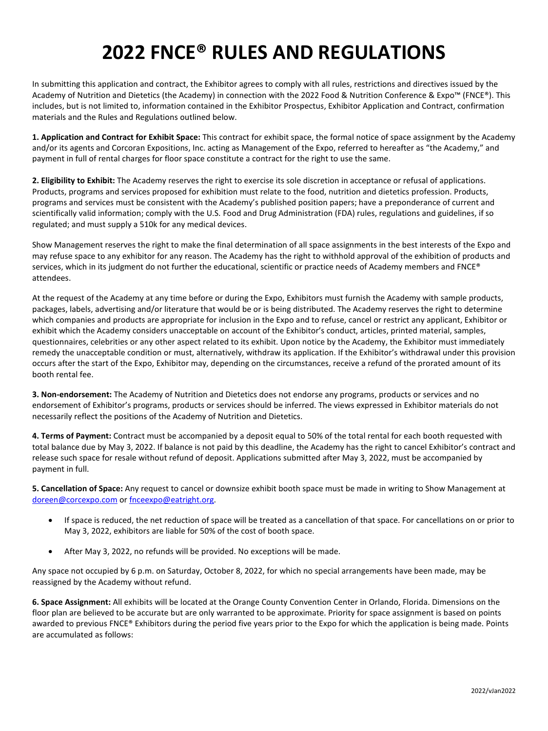# 2022 FNCE® RULES AND REGULATIONS

In submitting this application and contract, the Exhibitor agrees to comply with all rules, restrictions and directives issued by the Academy of Nutrition and Dietetics (the Academy) in connection with the 2022 Food & Nutrition Conference & Expo™ (FNCE®). This includes, but is not limited to, information contained in the Exhibitor Prospectus, Exhibitor Application and Contract, confirmation materials and the Rules and Regulations outlined below.

**1. Application and Contract for Exhibit Space:** This contract for exhibit space, the formal notice of space assignment by the Academy and/or its agents and Corcoran Expositions, Inc. acting as Management of the Expo, referred to hereafter as "the Academy," and payment in full of rental charges for floor space constitute a contract for the right to use the same.

**2. Eligibility to Exhibit:** The Academy reserves the right to exercise its sole discretion in acceptance or refusal of applications. Products, programs and services proposed for exhibition must relate to the food, nutrition and dietetics profession. Products, programs and services must be consistent with the Academy's published position papers; have a preponderance of current and scientifically valid information; comply with the U.S. Food and Drug Administration (FDA) rules, regulations and guidelines, if so regulated; and must supply a 510k for any medical devices.

Show Management reserves the right to make the final determination of all space assignments in the best interests of the Expo and may refuse space to any exhibitor for any reason. The Academy has the right to withhold approval of the exhibition of products and services, which in its judgment do not further the educational, scientific or practice needs of Academy members and FNCE® attendees.

At the request of the Academy at any time before or during the Expo, Exhibitors must furnish the Academy with sample products, packages, labels, advertising and/or literature that would be or is being distributed. The Academy reserves the right to determine which companies and products are appropriate for inclusion in the Expo and to refuse, cancel or restrict any applicant, Exhibitor or exhibit which the Academy considers unacceptable on account of the Exhibitor's conduct, articles, printed material, samples, questionnaires, celebrities or any other aspect related to its exhibit. Upon notice by the Academy, the Exhibitor must immediately remedy the unacceptable condition or must, alternatively, withdraw its application. If the Exhibitor's withdrawal under this provision occurs after the start of the Expo, Exhibitor may, depending on the circumstances, receive a refund of the prorated amount of its booth rental fee.

**3. Non-endorsement:** The Academy of Nutrition and Dietetics does not endorse any programs, products or services and no endorsement of Exhibitor's programs, products or services should be inferred. The views expressed in Exhibitor materials do not necessarily reflect the positions of the Academy of Nutrition and Dietetics.

**4. Terms of Payment:** Contract must be accompanied by a deposit equal to 50% of the total rental for each booth requested with total balance due by May 3, 2022. If balance is not paid by this deadline, the Academy has the right to cancel Exhibitor's contract and release such space for resale without refund of deposit. Applications submitted after May 3, 2022, must be accompanied by payment in full.

**5. Cancellation of Space:** Any request to cancel or downsize exhibit booth space must be made in writing to Show Management at doreen@corcexpo.com or fnceexpo@eatright.org.

- If space is reduced, the net reduction of space will be treated as a cancellation of that space. For cancellations on or prior to May 3, 2022, exhibitors are liable for 50% of the cost of booth space.
- After May 3, 2022, no refunds will be provided. No exceptions will be made.

Any space not occupied by 6 p.m. on Saturday, October 8, 2022, for which no special arrangements have been made, may be reassigned by the Academy without refund.

**6. Space Assignment:** All exhibits will be located at the Orange County Convention Center in Orlando, Florida. Dimensions on the floor plan are believed to be accurate but are only warranted to be approximate. Priority for space assignment is based on points awarded to previous FNCE® Exhibitors during the period five years prior to the Expo for which the application is being made. Points are accumulated as follows: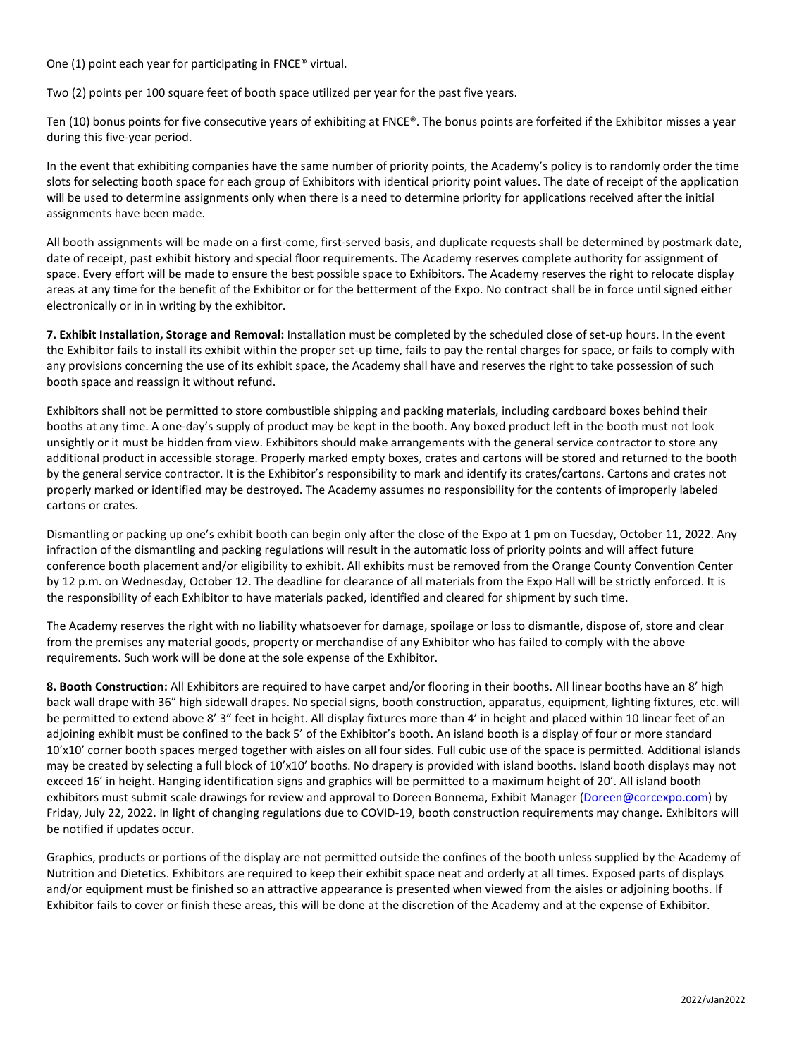One (1) point each year for participating in FNCE® virtual.

Two (2) points per 100 square feet of booth space utilized per year for the past five years.

Ten (10) bonus points for five consecutive years of exhibiting at FNCE®. The bonus points are forfeited if the Exhibitor misses a year during this five-year period.

In the event that exhibiting companies have the same number of priority points, the Academy's policy is to randomly order the time slots for selecting booth space for each group of Exhibitors with identical priority point values. The date of receipt of the application will be used to determine assignments only when there is a need to determine priority for applications received after the initial assignments have been made.

All booth assignments will be made on a first-come, first-served basis, and duplicate requests shall be determined by postmark date, date of receipt, past exhibit history and special floor requirements. The Academy reserves complete authority for assignment of space. Every effort will be made to ensure the best possible space to Exhibitors. The Academy reserves the right to relocate display areas at any time for the benefit of the Exhibitor or for the betterment of the Expo. No contract shall be in force until signed either electronically or in in writing by the exhibitor.

**7. Exhibit Installation, Storage and Removal:** Installation must be completed by the scheduled close of set-up hours. In the event the Exhibitor fails to install its exhibit within the proper set-up time, fails to pay the rental charges for space, or fails to comply with any provisions concerning the use of its exhibit space, the Academy shall have and reserves the right to take possession of such booth space and reassign it without refund.

Exhibitors shall not be permitted to store combustible shipping and packing materials, including cardboard boxes behind their booths at any time. A one-day's supply of product may be kept in the booth. Any boxed product left in the booth must not look unsightly or it must be hidden from view. Exhibitors should make arrangements with the general service contractor to store any additional product in accessible storage. Properly marked empty boxes, crates and cartons will be stored and returned to the booth by the general service contractor. It is the Exhibitor's responsibility to mark and identify its crates/cartons. Cartons and crates not properly marked or identified may be destroyed. The Academy assumes no responsibility for the contents of improperly labeled cartons or crates.

Dismantling or packing up one's exhibit booth can begin only after the close of the Expo at 1 pm on Tuesday, October 11, 2022. Any infraction of the dismantling and packing regulations will result in the automatic loss of priority points and will affect future conference booth placement and/or eligibility to exhibit. All exhibits must be removed from the Orange County Convention Center by 12 p.m. on Wednesday, October 12. The deadline for clearance of all materials from the Expo Hall will be strictly enforced. It is the responsibility of each Exhibitor to have materials packed, identified and cleared for shipment by such time.

The Academy reserves the right with no liability whatsoever for damage, spoilage or loss to dismantle, dispose of, store and clear from the premises any material goods, property or merchandise of any Exhibitor who has failed to comply with the above requirements. Such work will be done at the sole expense of the Exhibitor.

**8. Booth Construction:** All Exhibitors are required to have carpet and/or flooring in their booths. All linear booths have an 8' high back wall drape with 36" high sidewall drapes. No special signs, booth construction, apparatus, equipment, lighting fixtures, etc. will be permitted to extend above 8' 3" feet in height. All display fixtures more than 4' in height and placed within 10 linear feet of an adjoining exhibit must be confined to the back 5' of the Exhibitor's booth. An island booth is a display of four or more standard 10'x10' corner booth spaces merged together with aisles on all four sides. Full cubic use of the space is permitted. Additional islands may be created by selecting a full block of 10'x10' booths. No drapery is provided with island booths. Island booth displays may not exceed 16' in height. Hanging identification signs and graphics will be permitted to a maximum height of 20'. All island booth exhibitors must submit scale drawings for review and approval to Doreen Bonnema, Exhibit Manager (Doreen@corcexpo.com) by Friday, July 22, 2022. In light of changing regulations due to COVID-19, booth construction requirements may change. Exhibitors will be notified if updates occur.

Graphics, products or portions of the display are not permitted outside the confines of the booth unless supplied by the Academy of Nutrition and Dietetics. Exhibitors are required to keep their exhibit space neat and orderly at all times. Exposed parts of displays and/or equipment must be finished so an attractive appearance is presented when viewed from the aisles or adjoining booths. If Exhibitor fails to cover or finish these areas, this will be done at the discretion of the Academy and at the expense of Exhibitor.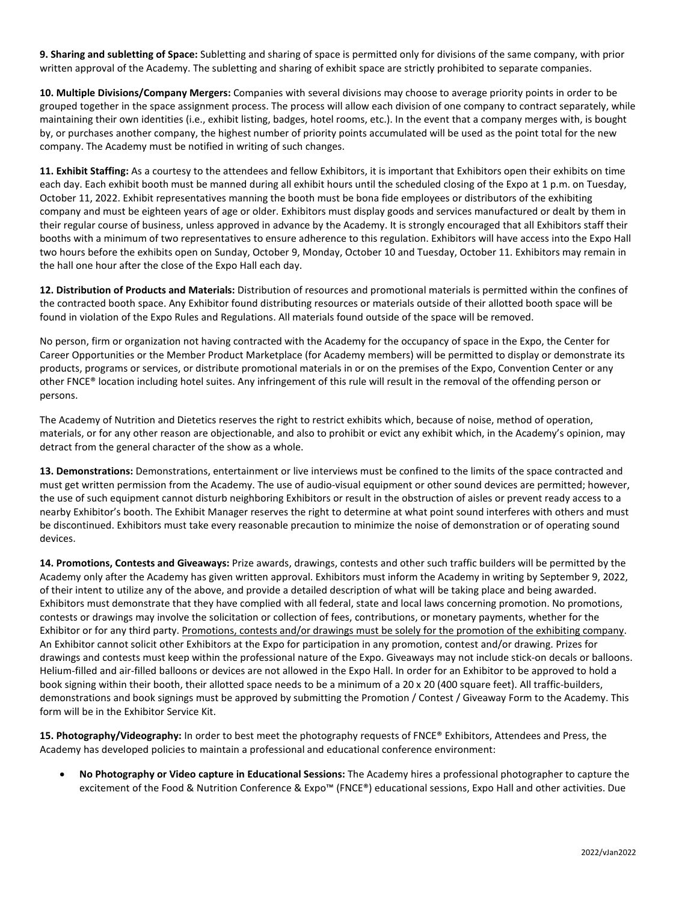**9. Sharing and subletting of Space:** Subletting and sharing of space is permitted only for divisions of the same company, with prior written approval of the Academy. The subletting and sharing of exhibit space are strictly prohibited to separate companies.

**10. Multiple Divisions/Company Mergers:** Companies with several divisions may choose to average priority points in order to be grouped together in the space assignment process. The process will allow each division of one company to contract separately, while maintaining their own identities (i.e., exhibit listing, badges, hotel rooms, etc.). In the event that a company merges with, is bought by, or purchases another company, the highest number of priority points accumulated will be used as the point total for the new company. The Academy must be notified in writing of such changes.

**11. Exhibit Staffing:** As a courtesy to the attendees and fellow Exhibitors, it is important that Exhibitors open their exhibits on time each day. Each exhibit booth must be manned during all exhibit hours until the scheduled closing of the Expo at 1 p.m. on Tuesday, October 11, 2022. Exhibit representatives manning the booth must be bona fide employees or distributors of the exhibiting company and must be eighteen years of age or older. Exhibitors must display goods and services manufactured or dealt by them in their regular course of business, unless approved in advance by the Academy. It is strongly encouraged that all Exhibitors staff their booths with a minimum of two representatives to ensure adherence to this regulation. Exhibitors will have access into the Expo Hall two hours before the exhibits open on Sunday, October 9, Monday, October 10 and Tuesday, October 11. Exhibitors may remain in the hall one hour after the close of the Expo Hall each day.

**12. Distribution of Products and Materials:** Distribution of resources and promotional materials is permitted within the confines of the contracted booth space. Any Exhibitor found distributing resources or materials outside of their allotted booth space will be found in violation of the Expo Rules and Regulations. All materials found outside of the space will be removed.

No person, firm or organization not having contracted with the Academy for the occupancy of space in the Expo, the Center for Career Opportunities or the Member Product Marketplace (for Academy members) will be permitted to display or demonstrate its products, programs or services, or distribute promotional materials in or on the premises of the Expo, Convention Center or any other FNCE® location including hotel suites. Any infringement of this rule will result in the removal of the offending person or persons.

The Academy of Nutrition and Dietetics reserves the right to restrict exhibits which, because of noise, method of operation, materials, or for any other reason are objectionable, and also to prohibit or evict any exhibit which, in the Academy's opinion, may detract from the general character of the show as a whole.

**13. Demonstrations:** Demonstrations, entertainment or live interviews must be confined to the limits of the space contracted and must get written permission from the Academy. The use of audio-visual equipment or other sound devices are permitted; however, the use of such equipment cannot disturb neighboring Exhibitors or result in the obstruction of aisles or prevent ready access to a nearby Exhibitor's booth. The Exhibit Manager reserves the right to determine at what point sound interferes with others and must be discontinued. Exhibitors must take every reasonable precaution to minimize the noise of demonstration or of operating sound devices.

**14. Promotions, Contests and Giveaways:** Prize awards, drawings, contests and other such traffic builders will be permitted by the Academy only after the Academy has given written approval. Exhibitors must inform the Academy in writing by September 9, 2022, of their intent to utilize any of the above, and provide a detailed description of what will be taking place and being awarded. Exhibitors must demonstrate that they have complied with all federal, state and local laws concerning promotion. No promotions, contests or drawings may involve the solicitation or collection of fees, contributions, or monetary payments, whether for the Exhibitor or for any third party. <u>Promotions, contests and/or drawings must be solely for the promotion of the exhibiting company</u>. An Exhibitor cannot solicit other Exhibitors at the Expo for participation in any promotion, contest and/or drawing. Prizes for drawings and contests must keep within the professional nature of the Expo. Giveaways may not include stick-on decals or balloons. Helium-filled and air-filled balloons or devices are not allowed in the Expo Hall. In order for an Exhibitor to be approved to hold a book signing within their booth, their allotted space needs to be a minimum of a 20 x 20 (400 square feet). All traffic-builders, demonstrations and book signings must be approved by submitting the Promotion / Contest / Giveaway Form to the Academy. This form will be in the Exhibitor Service Kit.

**15. Photography/Videography:** In order to best meet the photography requests of FNCE® Exhibitors, Attendees and Press, the Academy has developed policies to maintain a professional and educational conference environment:

- **No Photography or Video capture in Educational Sessions:** The Academy hires a professional photographer to capture the excitement of the Food & Nutrition Conference & Expo™ (FNCE®) educational sessions, Expo Hall and other activities. Due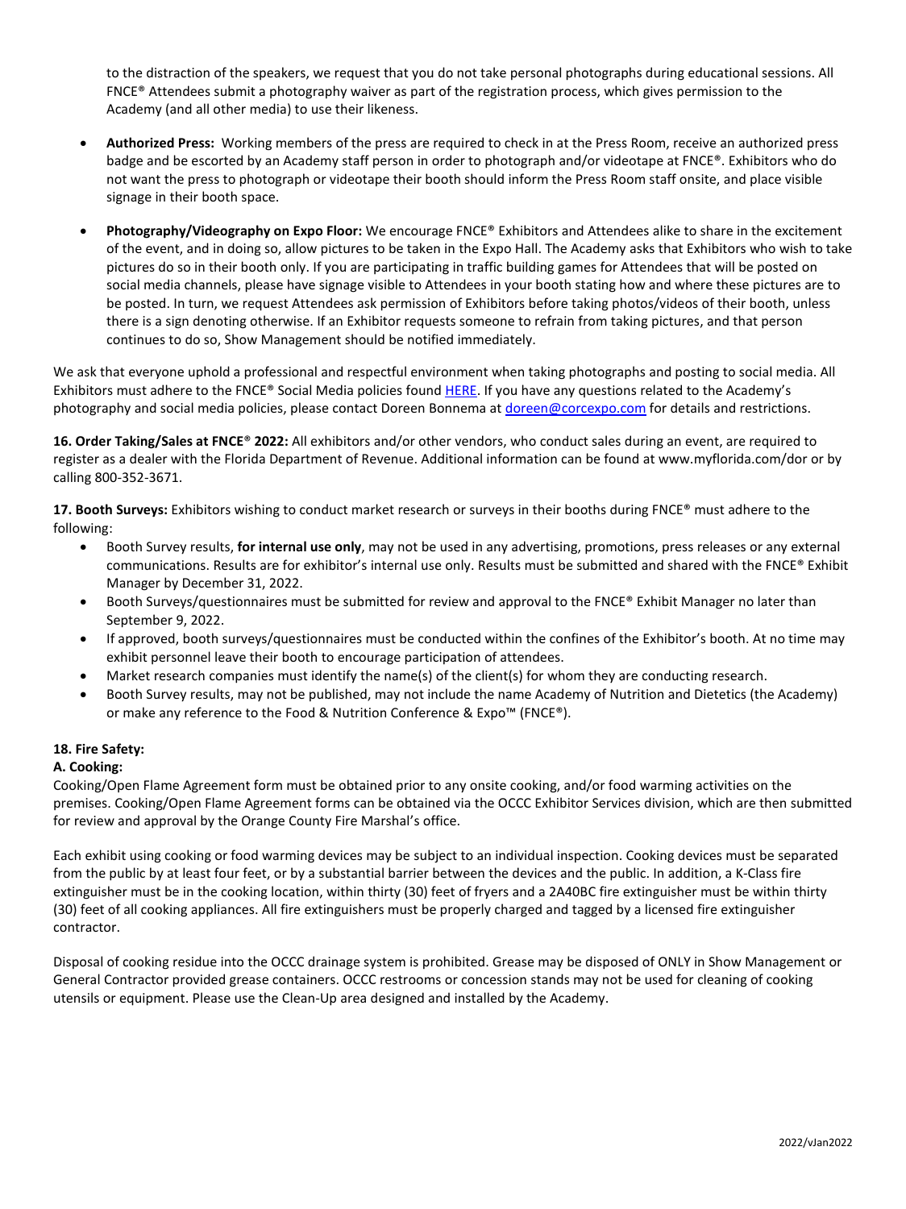to the distraction of the speakers, we request that you do not take personal photographs during educational sessions. All FNCE® Attendees submit a photography waiver as part of the registration process, which gives permission to the Academy (and all other media) to use their likeness.

- **Authorized Press:** Working members of the press are required to check in at the Press Room, receive an authorized press badge and be escorted by an Academy staff person in order to photograph and/or videotape at FNCE®. Exhibitors who do not want the press to photograph or videotape their booth should inform the Press Room staff onsite, and place visible signage in their booth space.

- **Photography/Videography on Expo Floor:** We encourage FNCE® Exhibitors and Attendees alike to share in the excitement of the event, and in doing so, allow pictures to be taken in the Expo Hall. The Academy asks that Exhibitors who wish to take pictures do so in their booth only. If you are participating in traffic building games for Attendees that will be posted on social media channels, please have signage visible to Attendees in your booth stating how and where these pictures are to be posted. In turn, we request Attendees ask permission of Exhibitors before taking photos/videos of their booth, unless there is a sign denoting otherwise. If an Exhibitor requests someone to refrain from taking pictures, and that person continues to do so, Show Management should be notified immediately.

We ask that everyone uphold a professional and respectful environment when taking photographs and posting to social media. All Exhibitors must adhere to the FNCE® Social Media policies found HERE. If you have any questions related to the Academy's photography and social media policies, please contact Doreen Bonnema at doreen@corcexpo.com for details and restrictions.

**16. Order Taking/Sales at FNCE® 2022:** All exhibitors and/or other vendors, who conduct sales during an event, are required to register as a dealer with the Florida Department of Revenue. Additional information can be found at www.myflorida.com/dor or by calling 800-352-3671.

**17. Booth Surveys:** Exhibitors wishing to conduct market research or surveys in their booths during FNCE® must adhere to the following:

- Booth Survey results, **for internal use only**, may not be used in any advertising, promotions, press releases or any external communications. Results are for exhibitor's internal use only. Results must be submitted and shared with the FNCE® Exhibit Manager by December 31, 2022.
- Booth Surveys/questionnaires must be submitted for review and approval to the FNCE® Exhibit Manager no later than September 9, 2022.
- If approved, booth surveys/questionnaires must be conducted within the confines of the Exhibitor's booth. At no time may exhibit personnel leave their booth to encourage participation of attendees.
- Market research companies must identify the name(s) of the client(s) for whom they are conducting research.
- Booth Survey results, may not be published, may not include the name Academy of Nutrition and Dietetics (the Academy) or make any reference to the Food & Nutrition Conference & Expo™ (FNCE®).

**18. Fire Safety:**

**A. Cooking:**

Cooking/Open Flame Agreement form must be obtained prior to any onsite cooking, and/or food warming activities on the premises. Cooking/Open Flame Agreement forms can be obtained via the OCCC Exhibitor Services division, which are then submitted for review and approval by the Orange County Fire Marshal's office.

Each exhibit using cooking or food warming devices may be subject to an individual inspection. Cooking devices must be separated from the public by at least four feet, or by a substantial barrier between the devices and the public. In addition, a K-Class fire extinguisher must be in the cooking location, within thirty (30) feet of fryers and a 2A40BC fire extinguisher must be within thirty (30) feet of all cooking appliances. All fire extinguishers must be properly charged and tagged by a licensed fire extinguisher contractor.

Disposal of cooking residue into the OCCC drainage system is prohibited. Grease may be disposed of ONLY in Show Management or General Contractor provided grease containers. OCCC restrooms or concession stands may not be used for cleaning of cooking utensils or equipment. Please use the Clean-Up area designed and installed by the Academy.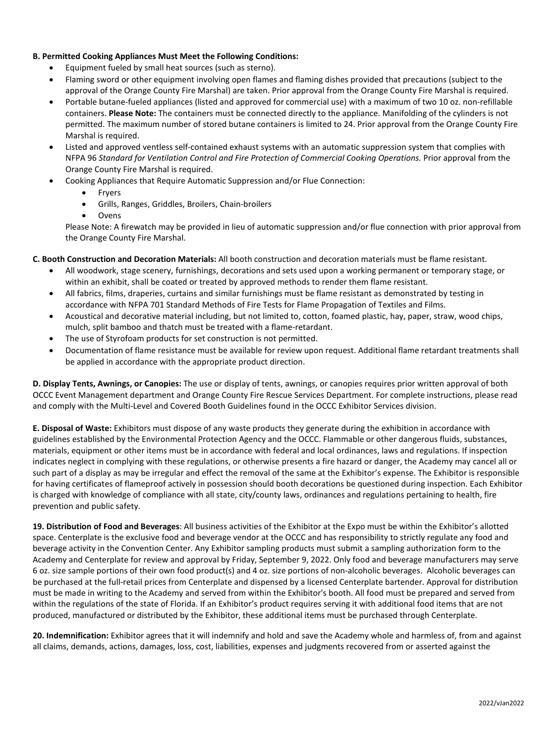**B. Permitted Cooking Appliances Must Meet the Following Conditions:**

- Equipment fueled by small heat sources (such as sterno).
- Flaming sword or other equipment involving open flames and flaming dishes provided that precautions (subject to the approval of the Orange County Fire Marshal) are taken. Prior approval from the Orange County Fire Marshal is required.
- Portable butane-fueled appliances (listed and approved for commercial use) with a maximum of two 10 oz. non-refillable containers. **Please Note:** The containers must be connected directly to the appliance. Manifolding of the cylinders is not permitted. The maximum number of stored butane containers is limited to 24. Prior approval from the Orange County Fire Marshal is required.
- Listed and approved ventless self-contained exhaust systems with an automatic suppression system that complies with NFPA 96 *Standard for Ventilation Control and Fire Protection of Commercial Cooking Operations.* Prior approval from the Orange County Fire Marshal is required.
- Cooking Appliances that Require Automatic Suppression and/or Flue Connection:
    - Fryers
    - Grills, Ranges, Griddles, Broilers, Chain-broilers
    - Ovens

  Please Note: A firewatch may be provided in lieu of automatic suppression and/or flue connection with prior approval from the Orange County Fire Marshal.

**C. Booth Construction and Decoration Materials:** All booth construction and decoration materials must be flame resistant.

- All woodwork, stage scenery, furnishings, decorations and sets used upon a working permanent or temporary stage, or within an exhibit, shall be coated or treated by approved methods to render them flame resistant.
- All fabrics, films, draperies, curtains and similar furnishings must be flame resistant as demonstrated by testing in accordance with NFPA 701 Standard Methods of Fire Tests for Flame Propagation of Textiles and Films.
- Acoustical and decorative material including, but not limited to, cotton, foamed plastic, hay, paper, straw, wood chips, mulch, split bamboo and thatch must be treated with a flame-retardant.
- The use of Styrofoam products for set construction is not permitted.
- Documentation of flame resistance must be available for review upon request. Additional flame retardant treatments shall be applied in accordance with the appropriate product direction.

**D. Display Tents, Awnings, or Canopies:** The use or display of tents, awnings, or canopies requires prior written approval of both OCCC Event Management department and Orange County Fire Rescue Services Department. For complete instructions, please read and comply with the Multi-Level and Covered Booth Guidelines found in the OCCC Exhibitor Services division.

**E. Disposal of Waste:** Exhibitors must dispose of any waste products they generate during the exhibition in accordance with guidelines established by the Environmental Protection Agency and the OCCC. Flammable or other dangerous fluids, substances, materials, equipment or other items must be in accordance with federal and local ordinances, laws and regulations. If inspection indicates neglect in complying with these regulations, or otherwise presents a fire hazard or danger, the Academy may cancel all or such part of a display as may be irregular and effect the removal of the same at the Exhibitor's expense. The Exhibitor is responsible for having certificates of flameproof actively in possession should booth decorations be questioned during inspection. Each Exhibitor is charged with knowledge of compliance with all state, city/county laws, ordinances and regulations pertaining to health, fire prevention and public safety.

**19. Distribution of Food and Beverages**: All business activities of the Exhibitor at the Expo must be within the Exhibitor's allotted space. Centerplate is the exclusive food and beverage vendor at the OCCC and has responsibility to strictly regulate any food and beverage activity in the Convention Center. Any Exhibitor sampling products must submit a sampling authorization form to the Academy and Centerplate for review and approval by Friday, September 9, 2022. Only food and beverage manufacturers may serve 6 oz. size sample portions of their own food product(s) and 4 oz. size portions of non-alcoholic beverages. Alcoholic beverages can be purchased at the full-retail prices from Centerplate and dispensed by a licensed Centerplate bartender. Approval for distribution must be made in writing to the Academy and served from within the Exhibitor's booth. All food must be prepared and served from within the regulations of the state of Florida. If an Exhibitor's product requires serving it with additional food items that are not produced, manufactured or distributed by the Exhibitor, these additional items must be purchased through Centerplate.

**20. Indemnification:** Exhibitor agrees that it will indemnify and hold and save the Academy whole and harmless of, from and against all claims, demands, actions, damages, loss, cost, liabilities, expenses and judgments recovered from or asserted against the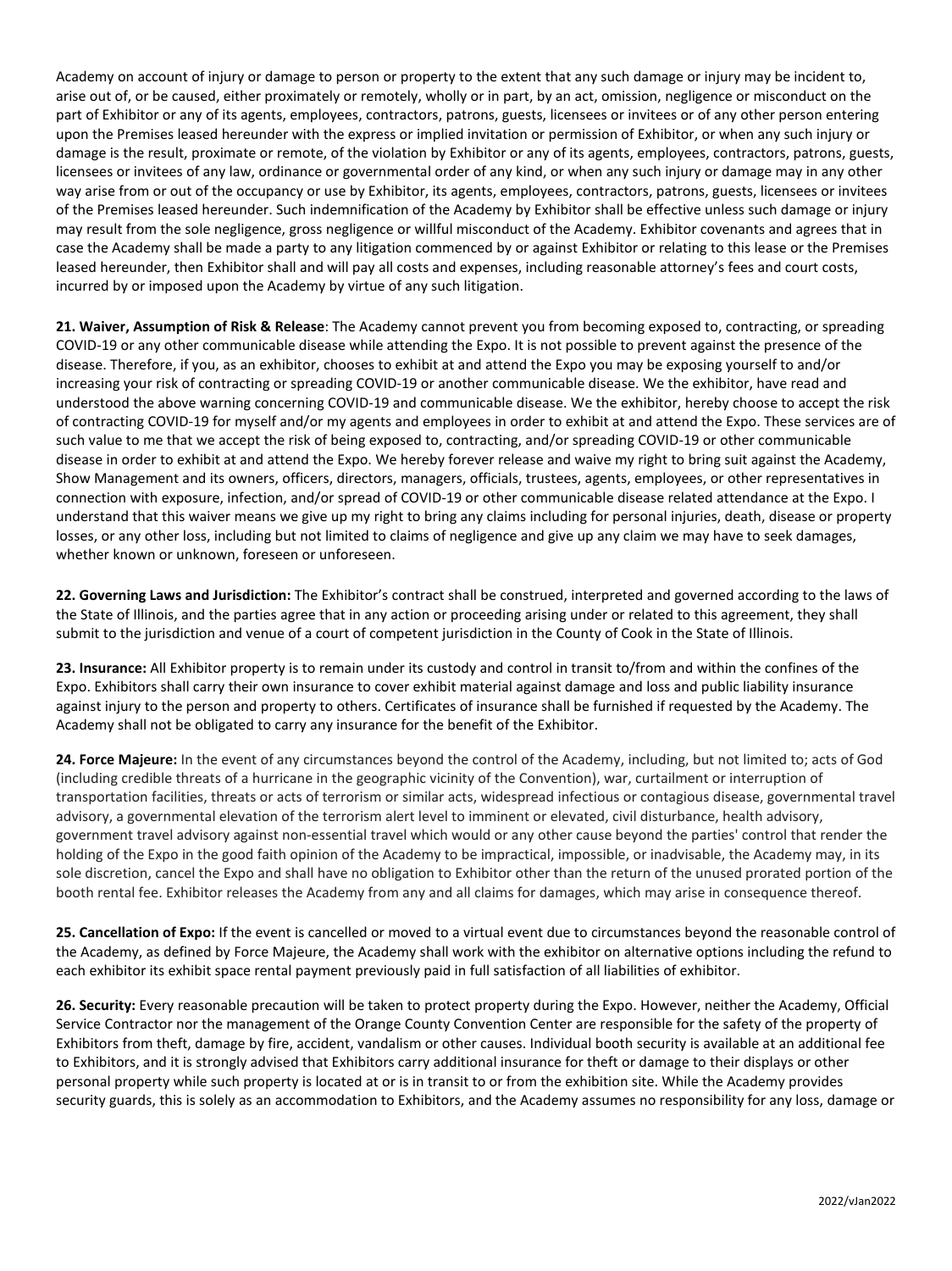Academy on account of injury or damage to person or property to the extent that any such damage or injury may be incident to, arise out of, or be caused, either proximately or remotely, wholly or in part, by an act, omission, negligence or misconduct on the part of Exhibitor or any of its agents, employees, contractors, patrons, guests, licensees or invitees or of any other person entering upon the Premises leased hereunder with the express or implied invitation or permission of Exhibitor, or when any such injury or damage is the result, proximate or remote, of the violation by Exhibitor or any of its agents, employees, contractors, patrons, guests, licensees or invitees of any law, ordinance or governmental order of any kind, or when any such injury or damage may in any other way arise from or out of the occupancy or use by Exhibitor, its agents, employees, contractors, patrons, guests, licensees or invitees of the Premises leased hereunder. Such indemnification of the Academy by Exhibitor shall be effective unless such damage or injury may result from the sole negligence, gross negligence or willful misconduct of the Academy. Exhibitor covenants and agrees that in case the Academy shall be made a party to any litigation commenced by or against Exhibitor or relating to this lease or the Premises leased hereunder, then Exhibitor shall and will pay all costs and expenses, including reasonable attorney's fees and court costs, incurred by or imposed upon the Academy by virtue of any such litigation.

**21. Waiver, Assumption of Risk & Release**: The Academy cannot prevent you from becoming exposed to, contracting, or spreading COVID-19 or any other communicable disease while attending the Expo. It is not possible to prevent against the presence of the disease. Therefore, if you, as an exhibitor, chooses to exhibit at and attend the Expo you may be exposing yourself to and/or increasing your risk of contracting or spreading COVID-19 or another communicable disease. We the exhibitor, have read and understood the above warning concerning COVID-19 and communicable disease. We the exhibitor, hereby choose to accept the risk of contracting COVID-19 for myself and/or my agents and employees in order to exhibit at and attend the Expo. These services are of such value to me that we accept the risk of being exposed to, contracting, and/or spreading COVID-19 or other communicable disease in order to exhibit at and attend the Expo. We hereby forever release and waive my right to bring suit against the Academy, Show Management and its owners, officers, directors, managers, officials, trustees, agents, employees, or other representatives in connection with exposure, infection, and/or spread of COVID-19 or other communicable disease related attendance at the Expo. I understand that this waiver means we give up my right to bring any claims including for personal injuries, death, disease or property losses, or any other loss, including but not limited to claims of negligence and give up any claim we may have to seek damages, whether known or unknown, foreseen or unforeseen.

**22. Governing Laws and Jurisdiction:** The Exhibitor's contract shall be construed, interpreted and governed according to the laws of the State of Illinois, and the parties agree that in any action or proceeding arising under or related to this agreement, they shall submit to the jurisdiction and venue of a court of competent jurisdiction in the County of Cook in the State of Illinois.

**23. Insurance:** All Exhibitor property is to remain under its custody and control in transit to/from and within the confines of the Expo. Exhibitors shall carry their own insurance to cover exhibit material against damage and loss and public liability insurance against injury to the person and property to others. Certificates of insurance shall be furnished if requested by the Academy. The Academy shall not be obligated to carry any insurance for the benefit of the Exhibitor.

**24. Force Majeure:** In the event of any circumstances beyond the control of the Academy, including, but not limited to; acts of God (including credible threats of a hurricane in the geographic vicinity of the Convention), war, curtailment or interruption of transportation facilities, threats or acts of terrorism or similar acts, widespread infectious or contagious disease, governmental travel advisory, a governmental elevation of the terrorism alert level to imminent or elevated, civil disturbance, health advisory, government travel advisory against non-essential travel which would or any other cause beyond the parties' control that render the holding of the Expo in the good faith opinion of the Academy to be impractical, impossible, or inadvisable, the Academy may, in its sole discretion, cancel the Expo and shall have no obligation to Exhibitor other than the return of the unused prorated portion of the booth rental fee. Exhibitor releases the Academy from any and all claims for damages, which may arise in consequence thereof.

**25. Cancellation of Expo:** If the event is cancelled or moved to a virtual event due to circumstances beyond the reasonable control of the Academy, as defined by Force Majeure, the Academy shall work with the exhibitor on alternative options including the refund to each exhibitor its exhibit space rental payment previously paid in full satisfaction of all liabilities of exhibitor.

**26. Security:** Every reasonable precaution will be taken to protect property during the Expo. However, neither the Academy, Official Service Contractor nor the management of the Orange County Convention Center are responsible for the safety of the property of Exhibitors from theft, damage by fire, accident, vandalism or other causes. Individual booth security is available at an additional fee to Exhibitors, and it is strongly advised that Exhibitors carry additional insurance for theft or damage to their displays or other personal property while such property is located at or is in transit to or from the exhibition site. While the Academy provides security guards, this is solely as an accommodation to Exhibitors, and the Academy assumes no responsibility for any loss, damage or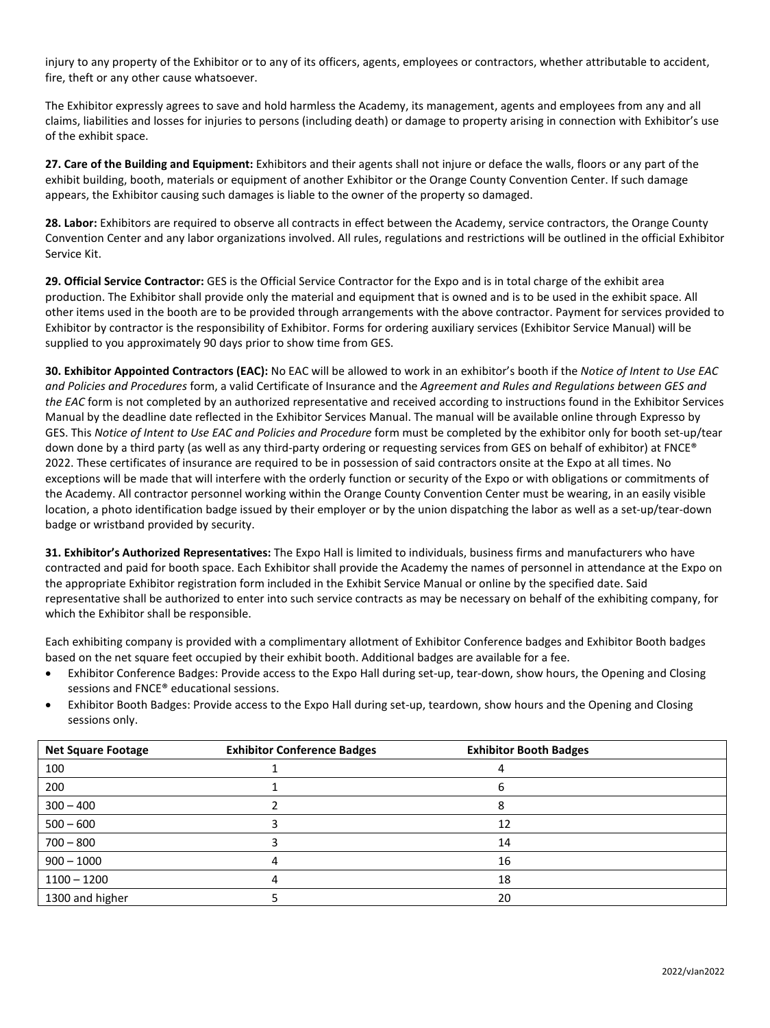injury to any property of the Exhibitor or to any of its officers, agents, employees or contractors, whether attributable to accident, fire, theft or any other cause whatsoever.

The Exhibitor expressly agrees to save and hold harmless the Academy, its management, agents and employees from any and all claims, liabilities and losses for injuries to persons (including death) or damage to property arising in connection with Exhibitor's use of the exhibit space.

**27. Care of the Building and Equipment:** Exhibitors and their agents shall not injure or deface the walls, floors or any part of the exhibit building, booth, materials or equipment of another Exhibitor or the Orange County Convention Center. If such damage appears, the Exhibitor causing such damages is liable to the owner of the property so damaged.

**28. Labor:** Exhibitors are required to observe all contracts in effect between the Academy, service contractors, the Orange County Convention Center and any labor organizations involved. All rules, regulations and restrictions will be outlined in the official Exhibitor Service Kit.

**29. Official Service Contractor:** GES is the Official Service Contractor for the Expo and is in total charge of the exhibit area production. The Exhibitor shall provide only the material and equipment that is owned and is to be used in the exhibit space. All other items used in the booth are to be provided through arrangements with the above contractor. Payment for services provided to Exhibitor by contractor is the responsibility of Exhibitor. Forms for ordering auxiliary services (Exhibitor Service Manual) will be supplied to you approximately 90 days prior to show time from GES.

**30. Exhibitor Appointed Contractors (EAC):** No EAC will be allowed to work in an exhibitor's booth if the *Notice of Intent to Use EAC and Policies and Procedures* form, a valid Certificate of Insurance and the *Agreement and Rules and Regulations between GES and the EAC* form is not completed by an authorized representative and received according to instructions found in the Exhibitor Services Manual by the deadline date reflected in the Exhibitor Services Manual. The manual will be available online through Expresso by GES. This *Notice of Intent to Use EAC and Policies and Procedure* form must be completed by the exhibitor only for booth set-up/tear down done by a third party (as well as any third-party ordering or requesting services from GES on behalf of exhibitor) at FNCE® 2022. These certificates of insurance are required to be in possession of said contractors onsite at the Expo at all times. No exceptions will be made that will interfere with the orderly function or security of the Expo or with obligations or commitments of the Academy. All contractor personnel working within the Orange County Convention Center must be wearing, in an easily visible location, a photo identification badge issued by their employer or by the union dispatching the labor as well as a set-up/tear-down badge or wristband provided by security.

**31. Exhibitor's Authorized Representatives:** The Expo Hall is limited to individuals, business firms and manufacturers who have contracted and paid for booth space. Each Exhibitor shall provide the Academy the names of personnel in attendance at the Expo on the appropriate Exhibitor registration form included in the Exhibit Service Manual or online by the specified date. Said representative shall be authorized to enter into such service contracts as may be necessary on behalf of the exhibiting company, for which the Exhibitor shall be responsible.

Each exhibiting company is provided with a complimentary allotment of Exhibitor Conference badges and Exhibitor Booth badges based on the net square feet occupied by their exhibit booth. Additional badges are available for a fee.

- Exhibitor Conference Badges: Provide access to the Expo Hall during set-up, tear-down, show hours, the Opening and Closing sessions and FNCE® educational sessions.
- Exhibitor Booth Badges: Provide access to the Expo Hall during set-up, teardown, show hours and the Opening and Closing sessions only.

| Net Square Footage | Exhibitor Conference Badges | Exhibitor Booth Badges |
|---|---|---|
| 100 | 1 | 4 |
| 200 | 1 | 6 |
| 300 – 400 | 2 | 8 |
| 500 – 600 | 3 | 12 |
| 700 – 800 | 3 | 14 |
| 900 – 1000 | 4 | 16 |
| 1100 – 1200 | 4 | 18 |
| 1300 and higher | 5 | 20 |

2022/vJan2022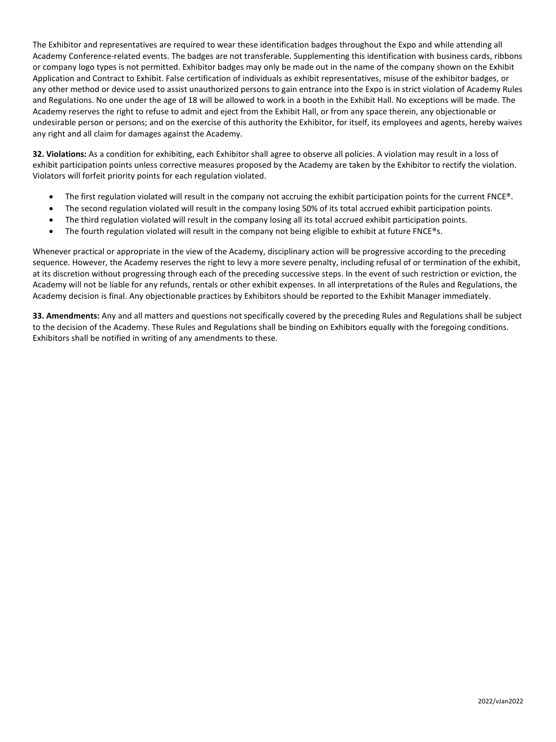The Exhibitor and representatives are required to wear these identification badges throughout the Expo and while attending all Academy Conference-related events. The badges are not transferable. Supplementing this identification with business cards, ribbons or company logo types is not permitted. Exhibitor badges may only be made out in the name of the company shown on the Exhibit Application and Contract to Exhibit. False certification of individuals as exhibit representatives, misuse of the exhibitor badges, or any other method or device used to assist unauthorized persons to gain entrance into the Expo is in strict violation of Academy Rules and Regulations. No one under the age of 18 will be allowed to work in a booth in the Exhibit Hall. No exceptions will be made. The Academy reserves the right to refuse to admit and eject from the Exhibit Hall, or from any space therein, any objectionable or undesirable person or persons; and on the exercise of this authority the Exhibitor, for itself, its employees and agents, hereby waives any right and all claim for damages against the Academy.

**32. Violations:** As a condition for exhibiting, each Exhibitor shall agree to observe all policies. A violation may result in a loss of exhibit participation points unless corrective measures proposed by the Academy are taken by the Exhibitor to rectify the violation. Violators will forfeit priority points for each regulation violated.

- The first regulation violated will result in the company not accruing the exhibit participation points for the current FNCE®.
- The second regulation violated will result in the company losing 50% of its total accrued exhibit participation points.
- The third regulation violated will result in the company losing all its total accrued exhibit participation points.
- The fourth regulation violated will result in the company not being eligible to exhibit at future FNCE®s.

Whenever practical or appropriate in the view of the Academy, disciplinary action will be progressive according to the preceding sequence. However, the Academy reserves the right to levy a more severe penalty, including refusal of or termination of the exhibit, at its discretion without progressing through each of the preceding successive steps. In the event of such restriction or eviction, the Academy will not be liable for any refunds, rentals or other exhibit expenses. In all interpretations of the Rules and Regulations, the Academy decision is final. Any objectionable practices by Exhibitors should be reported to the Exhibit Manager immediately.

**33. Amendments:** Any and all matters and questions not specifically covered by the preceding Rules and Regulations shall be subject to the decision of the Academy. These Rules and Regulations shall be binding on Exhibitors equally with the foregoing conditions. Exhibitors shall be notified in writing of any amendments to these.